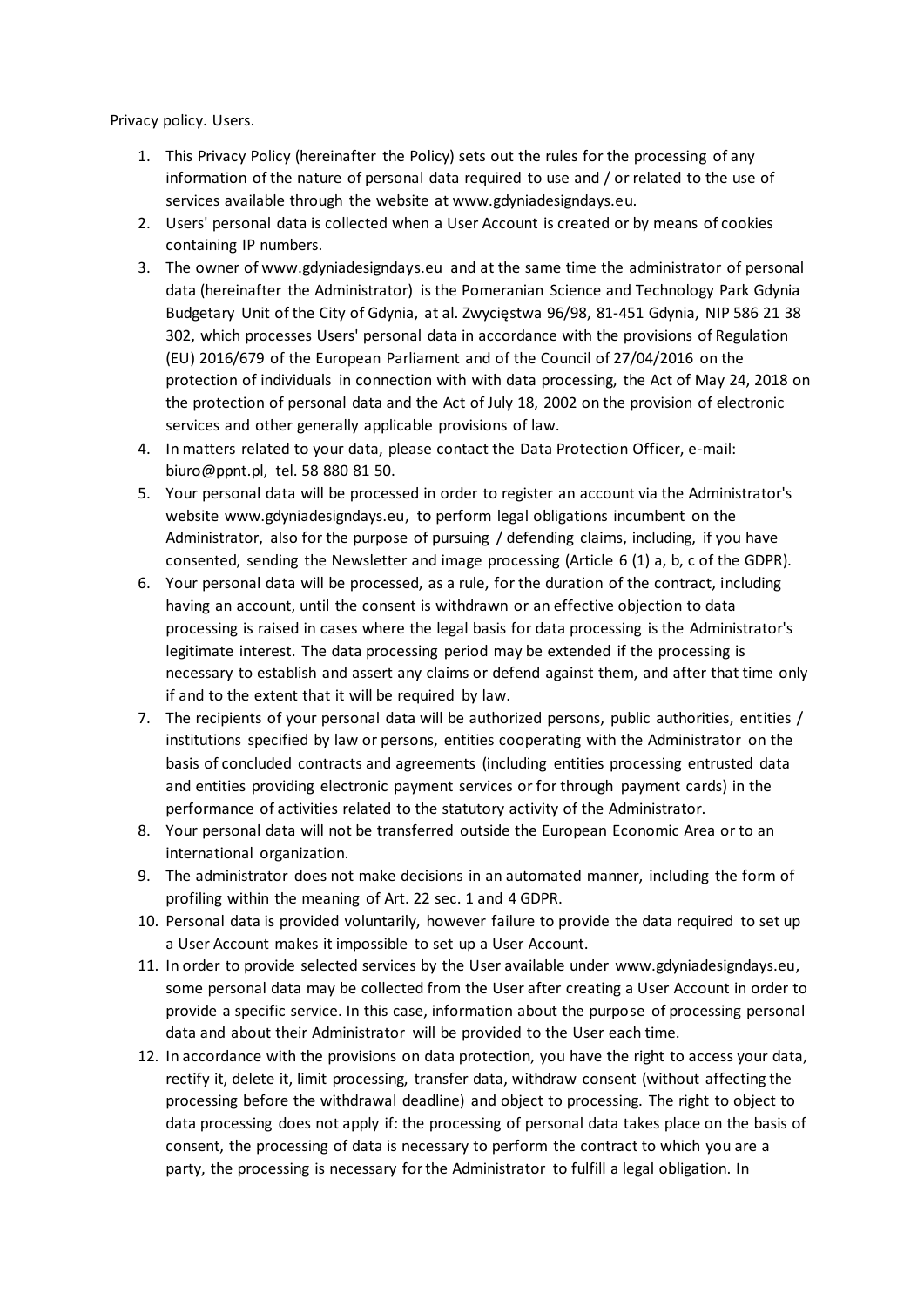Privacy policy. Users.

1. This Privacy Policy (hereinafter the Policy) sets out the rules for the processing of any information of the nature of personal data required to use and / or related to the use of services available through the website at www.gdyniadesigndays.eu.
2. Users' personal data is collected when a User Account is created or by means of cookies containing IP numbers.
3. The owner of www.gdyniadesigndays.eu and at the same time the administrator of personal data (hereinafter the Administrator) is the Pomeranian Science and Technology Park Gdynia Budgetary Unit of the City of Gdynia, at al. Zwycięstwa 96/98, 81-451 Gdynia, NIP 586 21 38 302, which processes Users' personal data in accordance with the provisions of Regulation (EU) 2016/679 of the European Parliament and of the Council of 27/04/2016 on the protection of individuals in connection with with data processing, the Act of May 24, 2018 on the protection of personal data and the Act of July 18, 2002 on the provision of electronic services and other generally applicable provisions of law.
4. In matters related to your data, please contact the Data Protection Officer, e-mail: biuro@ppnt.pl, tel. 58 880 81 50.
5. Your personal data will be processed in order to register an account via the Administrator's website www.gdyniadesigndays.eu, to perform legal obligations incumbent on the Administrator, also for the purpose of pursuing / defending claims, including, if you have consented, sending the Newsletter and image processing (Article 6 (1) a, b, c of the GDPR).
6. Your personal data will be processed, as a rule, for the duration of the contract, including having an account, until the consent is withdrawn or an effective objection to data processing is raised in cases where the legal basis for data processing is the Administrator's legitimate interest. The data processing period may be extended if the processing is necessary to establish and assert any claims or defend against them, and after that time only if and to the extent that it will be required by law.
7. The recipients of your personal data will be authorized persons, public authorities, entities / institutions specified by law or persons, entities cooperating with the Administrator on the basis of concluded contracts and agreements (including entities processing entrusted data and entities providing electronic payment services or for through payment cards) in the performance of activities related to the statutory activity of the Administrator.
8. Your personal data will not be transferred outside the European Economic Area or to an international organization.
9. The administrator does not make decisions in an automated manner, including the form of profiling within the meaning of Art. 22 sec. 1 and 4 GDPR.
10. Personal data is provided voluntarily, however failure to provide the data required to set up a User Account makes it impossible to set up a User Account.
11. In order to provide selected services by the User available under www.gdyniadesigndays.eu, some personal data may be collected from the User after creating a User Account in order to provide a specific service. In this case, information about the purpose of processing personal data and about their Administrator will be provided to the User each time.
12. In accordance with the provisions on data protection, you have the right to access your data, rectify it, delete it, limit processing, transfer data, withdraw consent (without affecting the processing before the withdrawal deadline) and object to processing. The right to object to data processing does not apply if: the processing of personal data takes place on the basis of consent, the processing of data is necessary to perform the contract to which you are a party, the processing is necessary for the Administrator to fulfill a legal obligation. In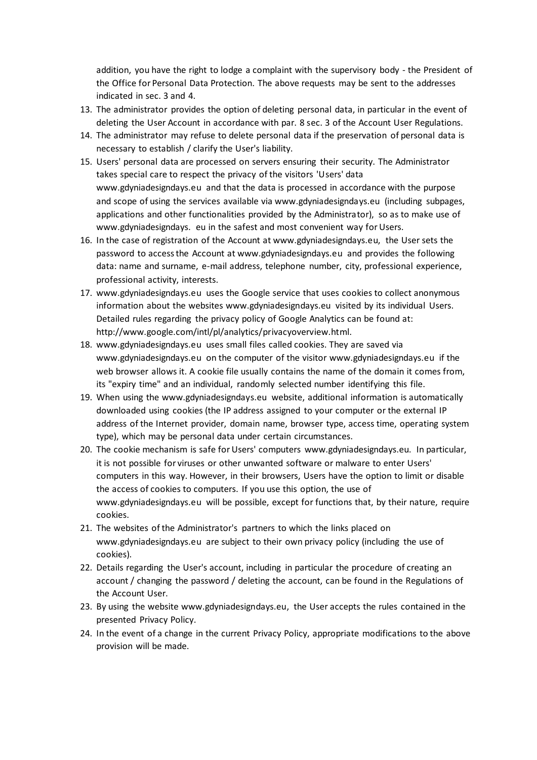addition, you have the right to lodge a complaint with the supervisory body - the President of the Office for Personal Data Protection. The above requests may be sent to the addresses indicated in sec. 3 and 4.

13. The administrator provides the option of deleting personal data, in particular in the event of deleting the User Account in accordance with par. 8 sec. 3 of the Account User Regulations.
14. The administrator may refuse to delete personal data if the preservation of personal data is necessary to establish / clarify the User's liability.
15. Users' personal data are processed on servers ensuring their security. The Administrator takes special care to respect the privacy of the visitors 'Users' data www.gdyniadesigndays.eu and that the data is processed in accordance with the purpose and scope of using the services available via www.gdyniadesigndays.eu (including subpages, applications and other functionalities provided by the Administrator), so as to make use of www.gdyniadesigndays. eu in the safest and most convenient way for Users.
16. In the case of registration of the Account at www.gdyniadesigndays.eu, the User sets the password to access the Account at www.gdyniadesigndays.eu and provides the following data: name and surname, e-mail address, telephone number, city, professional experience, professional activity, interests.
17. www.gdyniadesigndays.eu uses the Google service that uses cookies to collect anonymous information about the websites www.gdyniadesigndays.eu visited by its individual Users. Detailed rules regarding the privacy policy of Google Analytics can be found at: http://www.google.com/intl/pl/analytics/privacyoverview.html.
18. www.gdyniadesigndays.eu uses small files called cookies. They are saved via www.gdyniadesigndays.eu on the computer of the visitor www.gdyniadesigndays.eu if the web browser allows it. A cookie file usually contains the name of the domain it comes from, its "expiry time" and an individual, randomly selected number identifying this file.
19. When using the www.gdyniadesigndays.eu website, additional information is automatically downloaded using cookies (the IP address assigned to your computer or the external IP address of the Internet provider, domain name, browser type, access time, operating system type), which may be personal data under certain circumstances.
20. The cookie mechanism is safe for Users' computers www.gdyniadesigndays.eu. In particular, it is not possible for viruses or other unwanted software or malware to enter Users' computers in this way. However, in their browsers, Users have the option to limit or disable the access of cookies to computers. If you use this option, the use of www.gdyniadesigndays.eu will be possible, except for functions that, by their nature, require cookies.
21. The websites of the Administrator's partners to which the links placed on www.gdyniadesigndays.eu are subject to their own privacy policy (including the use of cookies).
22. Details regarding the User's account, including in particular the procedure of creating an account / changing the password / deleting the account, can be found in the Regulations of the Account User.
23. By using the website www.gdyniadesigndays.eu, the User accepts the rules contained in the presented Privacy Policy.
24. In the event of a change in the current Privacy Policy, appropriate modifications to the above provision will be made.